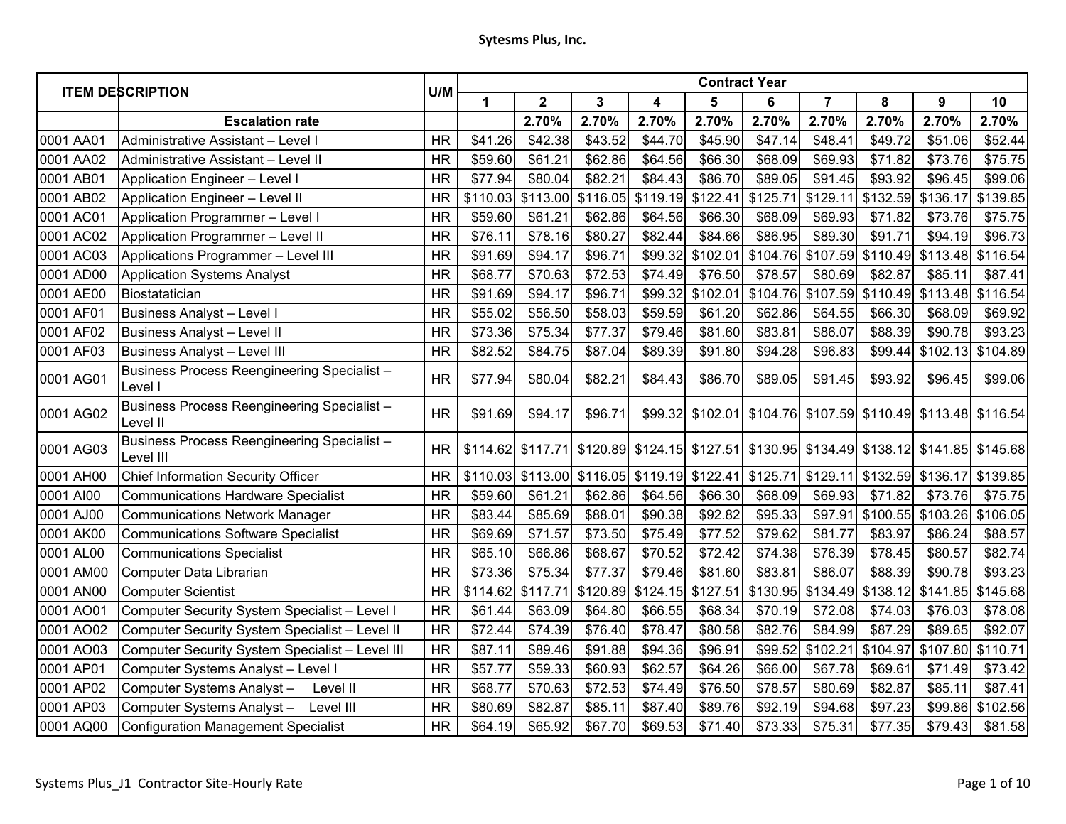# Sytesms Plus, Inc.

| ITEM DESCRIPTION | | U/M | Contract Year | | | | | | | | | |
|---|---|---|---|---|---|---|---|---|---|---|---|---|
| | | | 1 | 2 | 3 | 4 | 5 | 6 | 7 | 8 | 9 | 10 |
| | Escalation rate | | | 2.70% | 2.70% | 2.70% | 2.70% | 2.70% | 2.70% | 2.70% | 2.70% | 2.70% |
| 0001 AA01 | Administrative Assistant – Level I | HR | $41.26 | $42.38 | $43.52 | $44.70 | $45.90 | $47.14 | $48.41 | $49.72 | $51.06 | $52.44 |
| 0001 AA02 | Administrative Assistant – Level II | HR | $59.60 | $61.21 | $62.86 | $64.56 | $66.30 | $68.09 | $69.93 | $71.82 | $73.76 | $75.75 |
| 0001 AB01 | Application Engineer – Level I | HR | $77.94 | $80.04 | $82.21 | $84.43 | $86.70 | $89.05 | $91.45 | $93.92 | $96.45 | $99.06 |
| 0001 AB02 | Application Engineer – Level II | HR | $110.03 | $113.00 | $116.05 | $119.19 | $122.41 | $125.71 | $129.11 | $132.59 | $136.17 | $139.85 |
| 0001 AC01 | Application Programmer – Level I | HR | $59.60 | $61.21 | $62.86 | $64.56 | $66.30 | $68.09 | $69.93 | $71.82 | $73.76 | $75.75 |
| 0001 AC02 | Application Programmer – Level II | HR | $76.11 | $78.16 | $80.27 | $82.44 | $84.66 | $86.95 | $89.30 | $91.71 | $94.19 | $96.73 |
| 0001 AC03 | Applications Programmer – Level III | HR | $91.69 | $94.17 | $96.71 | $99.32 | $102.01 | $104.76 | $107.59 | $110.49 | $113.48 | $116.54 |
| 0001 AD00 | Application Systems Analyst | HR | $68.77 | $70.63 | $72.53 | $74.49 | $76.50 | $78.57 | $80.69 | $82.87 | $85.11 | $87.41 |
| 0001 AE00 | Biostatatician | HR | $91.69 | $94.17 | $96.71 | $99.32 | $102.01 | $104.76 | $107.59 | $110.49 | $113.48 | $116.54 |
| 0001 AF01 | Business Analyst – Level I | HR | $55.02 | $56.50 | $58.03 | $59.59 | $61.20 | $62.86 | $64.55 | $66.30 | $68.09 | $69.92 |
| 0001 AF02 | Business Analyst – Level II | HR | $73.36 | $75.34 | $77.37 | $79.46 | $81.60 | $83.81 | $86.07 | $88.39 | $90.78 | $93.23 |
| 0001 AF03 | Business Analyst – Level III | HR | $82.52 | $84.75 | $87.04 | $89.39 | $91.80 | $94.28 | $96.83 | $99.44 | $102.13 | $104.89 |
| 0001 AG01 | Business Process Reengineering Specialist – Level I | HR | $77.94 | $80.04 | $82.21 | $84.43 | $86.70 | $89.05 | $91.45 | $93.92 | $96.45 | $99.06 |
| 0001 AG02 | Business Process Reengineering Specialist – Level II | HR | $91.69 | $94.17 | $96.71 | $99.32 | $102.01 | $104.76 | $107.59 | $110.49 | $113.48 | $116.54 |
| 0001 AG03 | Business Process Reengineering Specialist – Level III | HR | $114.62 | $117.71 | $120.89 | $124.15 | $127.51 | $130.95 | $134.49 | $138.12 | $141.85 | $145.68 |
| 0001 AH00 | Chief Information Security Officer | HR | $110.03 | $113.00 | $116.05 | $119.19 | $122.41 | $125.71 | $129.11 | $132.59 | $136.17 | $139.85 |
| 0001 AI00 | Communications Hardware Specialist | HR | $59.60 | $61.21 | $62.86 | $64.56 | $66.30 | $68.09 | $69.93 | $71.82 | $73.76 | $75.75 |
| 0001 AJ00 | Communications Network Manager | HR | $83.44 | $85.69 | $88.01 | $90.38 | $92.82 | $95.33 | $97.91 | $100.55 | $103.26 | $106.05 |
| 0001 AK00 | Communications Software Specialist | HR | $69.69 | $71.57 | $73.50 | $75.49 | $77.52 | $79.62 | $81.77 | $83.97 | $86.24 | $88.57 |
| 0001 AL00 | Communications Specialist | HR | $65.10 | $66.86 | $68.67 | $70.52 | $72.42 | $74.38 | $76.39 | $78.45 | $80.57 | $82.74 |
| 0001 AM00 | Computer Data Librarian | HR | $73.36 | $75.34 | $77.37 | $79.46 | $81.60 | $83.81 | $86.07 | $88.39 | $90.78 | $93.23 |
| 0001 AN00 | Computer Scientist | HR | $114.62 | $117.71 | $120.89 | $124.15 | $127.51 | $130.95 | $134.49 | $138.12 | $141.85 | $145.68 |
| 0001 AO01 | Computer Security System Specialist – Level I | HR | $61.44 | $63.09 | $64.80 | $66.55 | $68.34 | $70.19 | $72.08 | $74.03 | $76.03 | $78.08 |
| 0001 AO02 | Computer Security System Specialist – Level II | HR | $72.44 | $74.39 | $76.40 | $78.47 | $80.58 | $82.76 | $84.99 | $87.29 | $89.65 | $92.07 |
| 0001 AO03 | Computer Security System Specialist – Level III | HR | $87.11 | $89.46 | $91.88 | $94.36 | $96.91 | $99.52 | $102.21 | $104.97 | $107.80 | $110.71 |
| 0001 AP01 | Computer Systems Analyst – Level I | HR | $57.77 | $59.33 | $60.93 | $62.57 | $64.26 | $66.00 | $67.78 | $69.61 | $71.49 | $73.42 |
| 0001 AP02 | Computer Systems Analyst – Level II | HR | $68.77 | $70.63 | $72.53 | $74.49 | $76.50 | $78.57 | $80.69 | $82.87 | $85.11 | $87.41 |
| 0001 AP03 | Computer Systems Analyst – Level III | HR | $80.69 | $82.87 | $85.11 | $87.40 | $89.76 | $92.19 | $94.68 | $97.23 | $99.86 | $102.56 |
| 0001 AQ00 | Configuration Management Specialist | HR | $64.19 | $65.92 | $67.70 | $69.53 | $71.40 | $73.33 | $75.31 | $77.35 | $79.43 | $81.58 |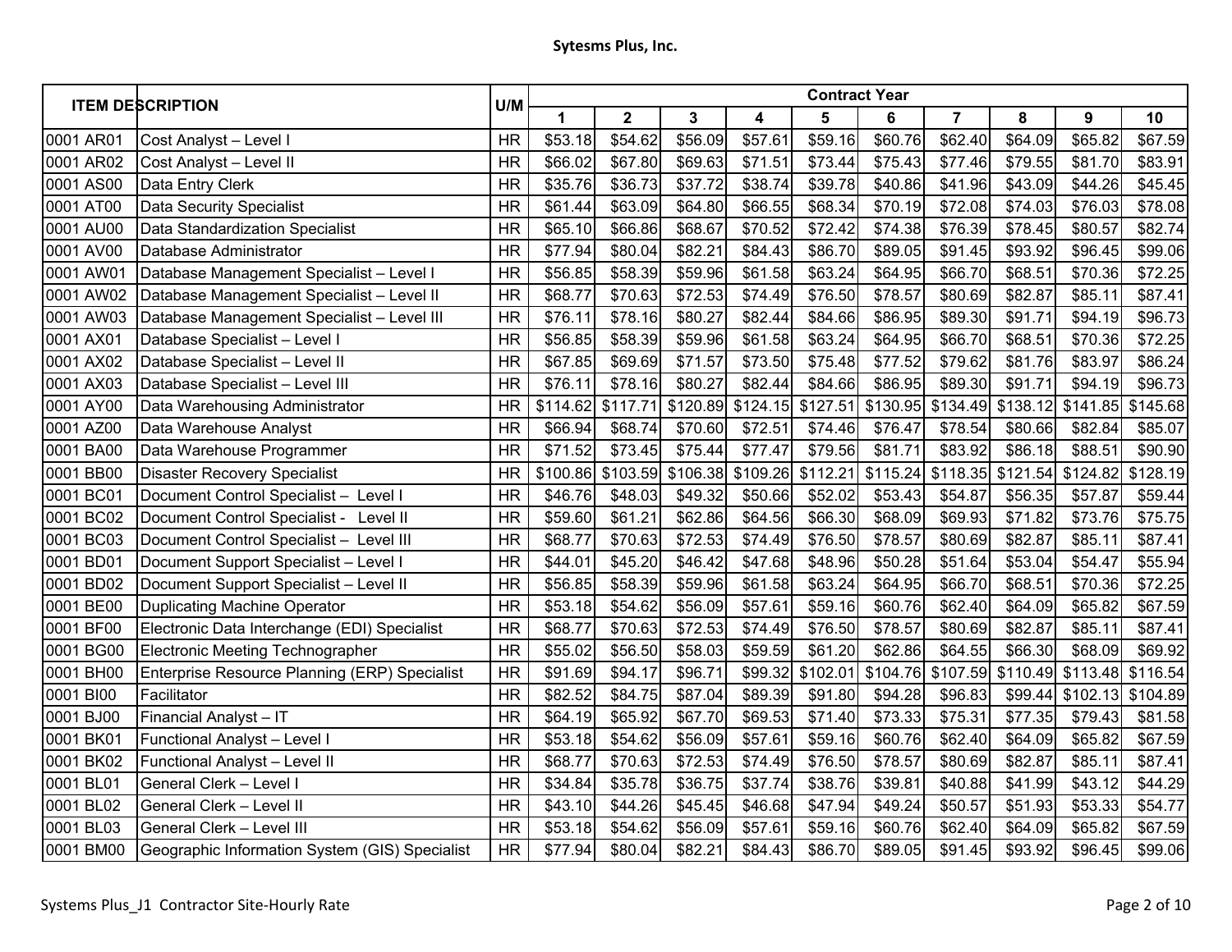| ITEM | DESCRIPTION | U/M | Contract Year | | | | | | | | | |
|---|---|---|---|---|---|---|---|---|---|---|---|---|
| | | | 1 | 2 | 3 | 4 | 5 | 6 | 7 | 8 | 9 | 10 |
| 0001 AR01 | Cost Analyst – Level I | HR | $53.18 | $54.62 | $56.09 | $57.61 | $59.16 | $60.76 | $62.40 | $64.09 | $65.82 | $67.59 |
| 0001 AR02 | Cost Analyst – Level II | HR | $66.02 | $67.80 | $69.63 | $71.51 | $73.44 | $75.43 | $77.46 | $79.55 | $81.70 | $83.91 |
| 0001 AS00 | Data Entry Clerk | HR | $35.76 | $36.73 | $37.72 | $38.74 | $39.78 | $40.86 | $41.96 | $43.09 | $44.26 | $45.45 |
| 0001 AT00 | Data Security Specialist | HR | $61.44 | $63.09 | $64.80 | $66.55 | $68.34 | $70.19 | $72.08 | $74.03 | $76.03 | $78.08 |
| 0001 AU00 | Data Standardization Specialist | HR | $65.10 | $66.86 | $68.67 | $70.52 | $72.42 | $74.38 | $76.39 | $78.45 | $80.57 | $82.74 |
| 0001 AV00 | Database Administrator | HR | $77.94 | $80.04 | $82.21 | $84.43 | $86.70 | $89.05 | $91.45 | $93.92 | $96.45 | $99.06 |
| 0001 AW01 | Database Management Specialist – Level I | HR | $56.85 | $58.39 | $59.96 | $61.58 | $63.24 | $64.95 | $66.70 | $68.51 | $70.36 | $72.25 |
| 0001 AW02 | Database Management Specialist – Level II | HR | $68.77 | $70.63 | $72.53 | $74.49 | $76.50 | $78.57 | $80.69 | $82.87 | $85.11 | $87.41 |
| 0001 AW03 | Database Management Specialist – Level III | HR | $76.11 | $78.16 | $80.27 | $82.44 | $84.66 | $86.95 | $89.30 | $91.71 | $94.19 | $96.73 |
| 0001 AX01 | Database Specialist – Level I | HR | $56.85 | $58.39 | $59.96 | $61.58 | $63.24 | $64.95 | $66.70 | $68.51 | $70.36 | $72.25 |
| 0001 AX02 | Database Specialist – Level II | HR | $67.85 | $69.69 | $71.57 | $73.50 | $75.48 | $77.52 | $79.62 | $81.76 | $83.97 | $86.24 |
| 0001 AX03 | Database Specialist – Level III | HR | $76.11 | $78.16 | $80.27 | $82.44 | $84.66 | $86.95 | $89.30 | $91.71 | $94.19 | $96.73 |
| 0001 AY00 | Data Warehousing Administrator | HR | $114.62 | $117.71 | $120.89 | $124.15 | $127.51 | $130.95 | $134.49 | $138.12 | $141.85 | $145.68 |
| 0001 AZ00 | Data Warehouse Analyst | HR | $66.94 | $68.74 | $70.60 | $72.51 | $74.46 | $76.47 | $78.54 | $80.66 | $82.84 | $85.07 |
| 0001 BA00 | Data Warehouse Programmer | HR | $71.52 | $73.45 | $75.44 | $77.47 | $79.56 | $81.71 | $83.92 | $86.18 | $88.51 | $90.90 |
| 0001 BB00 | Disaster Recovery Specialist | HR | $100.86 | $103.59 | $106.38 | $109.26 | $112.21 | $115.24 | $118.35 | $121.54 | $124.82 | $128.19 |
| 0001 BC01 | Document Control Specialist – Level I | HR | $46.76 | $48.03 | $49.32 | $50.66 | $52.02 | $53.43 | $54.87 | $56.35 | $57.87 | $59.44 |
| 0001 BC02 | Document Control Specialist - Level II | HR | $59.60 | $61.21 | $62.86 | $64.56 | $66.30 | $68.09 | $69.93 | $71.82 | $73.76 | $75.75 |
| 0001 BC03 | Document Control Specialist – Level III | HR | $68.77 | $70.63 | $72.53 | $74.49 | $76.50 | $78.57 | $80.69 | $82.87 | $85.11 | $87.41 |
| 0001 BD01 | Document Support Specialist – Level I | HR | $44.01 | $45.20 | $46.42 | $47.68 | $48.96 | $50.28 | $51.64 | $53.04 | $54.47 | $55.94 |
| 0001 BD02 | Document Support Specialist – Level II | HR | $56.85 | $58.39 | $59.96 | $61.58 | $63.24 | $64.95 | $66.70 | $68.51 | $70.36 | $72.25 |
| 0001 BE00 | Duplicating Machine Operator | HR | $53.18 | $54.62 | $56.09 | $57.61 | $59.16 | $60.76 | $62.40 | $64.09 | $65.82 | $67.59 |
| 0001 BF00 | Electronic Data Interchange (EDI) Specialist | HR | $68.77 | $70.63 | $72.53 | $74.49 | $76.50 | $78.57 | $80.69 | $82.87 | $85.11 | $87.41 |
| 0001 BG00 | Electronic Meeting Technographer | HR | $55.02 | $56.50 | $58.03 | $59.59 | $61.20 | $62.86 | $64.55 | $66.30 | $68.09 | $69.92 |
| 0001 BH00 | Enterprise Resource Planning (ERP) Specialist | HR | $91.69 | $94.17 | $96.71 | $99.32 | $102.01 | $104.76 | $107.59 | $110.49 | $113.48 | $116.54 |
| 0001 BI00 | Facilitator | HR | $82.52 | $84.75 | $87.04 | $89.39 | $91.80 | $94.28 | $96.83 | $99.44 | $102.13 | $104.89 |
| 0001 BJ00 | Financial Analyst – IT | HR | $64.19 | $65.92 | $67.70 | $69.53 | $71.40 | $73.33 | $75.31 | $77.35 | $79.43 | $81.58 |
| 0001 BK01 | Functional Analyst – Level I | HR | $53.18 | $54.62 | $56.09 | $57.61 | $59.16 | $60.76 | $62.40 | $64.09 | $65.82 | $67.59 |
| 0001 BK02 | Functional Analyst – Level II | HR | $68.77 | $70.63 | $72.53 | $74.49 | $76.50 | $78.57 | $80.69 | $82.87 | $85.11 | $87.41 |
| 0001 BL01 | General Clerk – Level I | HR | $34.84 | $35.78 | $36.75 | $37.74 | $38.76 | $39.81 | $40.88 | $41.99 | $43.12 | $44.29 |
| 0001 BL02 | General Clerk – Level II | HR | $43.10 | $44.26 | $45.45 | $46.68 | $47.94 | $49.24 | $50.57 | $51.93 | $53.33 | $54.77 |
| 0001 BL03 | General Clerk – Level III | HR | $53.18 | $54.62 | $56.09 | $57.61 | $59.16 | $60.76 | $62.40 | $64.09 | $65.82 | $67.59 |
| 0001 BM00 | Geographic Information System (GIS) Specialist | HR | $77.94 | $80.04 | $82.21 | $84.43 | $86.70 | $89.05 | $91.45 | $93.92 | $96.45 | $99.06 |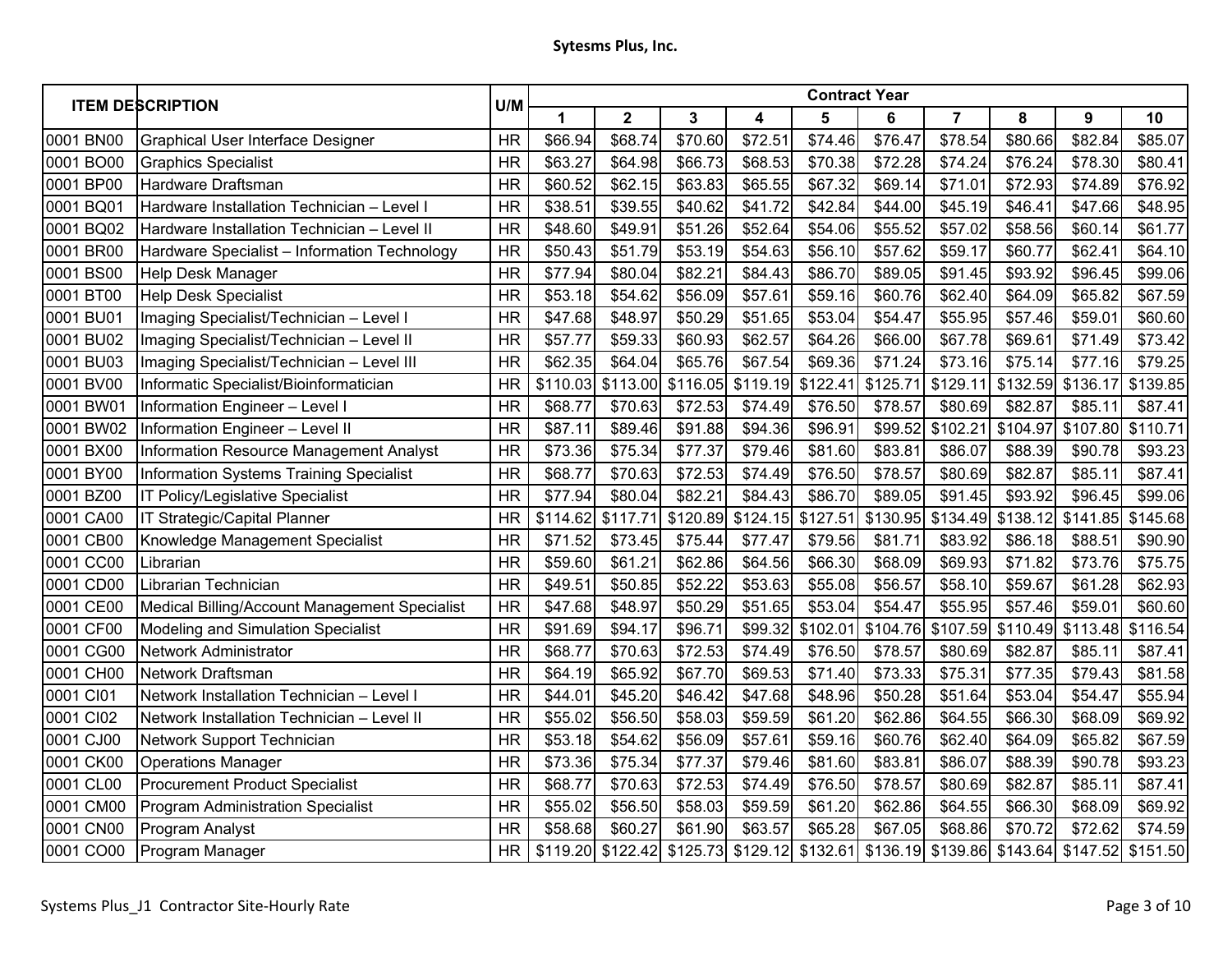# Sytesms Plus, Inc.

| ITEM | DESCRIPTION | U/M | Contract Year | | | | | | | | | |
|---|---|---|---|---|---|---|---|---|---|---|---|---|
| | | | 1 | 2 | 3 | 4 | 5 | 6 | 7 | 8 | 9 | 10 |
| 0001 BN00 | Graphical User Interface Designer | HR | $66.94 | $68.74 | $70.60 | $72.51 | $74.46 | $76.47 | $78.54 | $80.66 | $82.84 | $85.07 |
| 0001 BO00 | Graphics Specialist | HR | $63.27 | $64.98 | $66.73 | $68.53 | $70.38 | $72.28 | $74.24 | $76.24 | $78.30 | $80.41 |
| 0001 BP00 | Hardware Draftsman | HR | $60.52 | $62.15 | $63.83 | $65.55 | $67.32 | $69.14 | $71.01 | $72.93 | $74.89 | $76.92 |
| 0001 BQ01 | Hardware Installation Technician – Level I | HR | $38.51 | $39.55 | $40.62 | $41.72 | $42.84 | $44.00 | $45.19 | $46.41 | $47.66 | $48.95 |
| 0001 BQ02 | Hardware Installation Technician – Level II | HR | $48.60 | $49.91 | $51.26 | $52.64 | $54.06 | $55.52 | $57.02 | $58.56 | $60.14 | $61.77 |
| 0001 BR00 | Hardware Specialist – Information Technology | HR | $50.43 | $51.79 | $53.19 | $54.63 | $56.10 | $57.62 | $59.17 | $60.77 | $62.41 | $64.10 |
| 0001 BS00 | Help Desk Manager | HR | $77.94 | $80.04 | $82.21 | $84.43 | $86.70 | $89.05 | $91.45 | $93.92 | $96.45 | $99.06 |
| 0001 BT00 | Help Desk Specialist | HR | $53.18 | $54.62 | $56.09 | $57.61 | $59.16 | $60.76 | $62.40 | $64.09 | $65.82 | $67.59 |
| 0001 BU01 | Imaging Specialist/Technician – Level I | HR | $47.68 | $48.97 | $50.29 | $51.65 | $53.04 | $54.47 | $55.95 | $57.46 | $59.01 | $60.60 |
| 0001 BU02 | Imaging Specialist/Technician – Level II | HR | $57.77 | $59.33 | $60.93 | $62.57 | $64.26 | $66.00 | $67.78 | $69.61 | $71.49 | $73.42 |
| 0001 BU03 | Imaging Specialist/Technician – Level III | HR | $62.35 | $64.04 | $65.76 | $67.54 | $69.36 | $71.24 | $73.16 | $75.14 | $77.16 | $79.25 |
| 0001 BV00 | Informatic Specialist/Bioinformatician | HR | $110.03 | $113.00 | $116.05 | $119.19 | $122.41 | $125.71 | $129.11 | $132.59 | $136.17 | $139.85 |
| 0001 BW01 | Information Engineer – Level I | HR | $68.77 | $70.63 | $72.53 | $74.49 | $76.50 | $78.57 | $80.69 | $82.87 | $85.11 | $87.41 |
| 0001 BW02 | Information Engineer – Level II | HR | $87.11 | $89.46 | $91.88 | $94.36 | $96.91 | $99.52 | $102.21 | $104.97 | $107.80 | $110.71 |
| 0001 BX00 | Information Resource Management Analyst | HR | $73.36 | $75.34 | $77.37 | $79.46 | $81.60 | $83.81 | $86.07 | $88.39 | $90.78 | $93.23 |
| 0001 BY00 | Information Systems Training Specialist | HR | $68.77 | $70.63 | $72.53 | $74.49 | $76.50 | $78.57 | $80.69 | $82.87 | $85.11 | $87.41 |
| 0001 BZ00 | IT Policy/Legislative Specialist | HR | $77.94 | $80.04 | $82.21 | $84.43 | $86.70 | $89.05 | $91.45 | $93.92 | $96.45 | $99.06 |
| 0001 CA00 | IT Strategic/Capital Planner | HR | $114.62 | $117.71 | $120.89 | $124.15 | $127.51 | $130.95 | $134.49 | $138.12 | $141.85 | $145.68 |
| 0001 CB00 | Knowledge Management Specialist | HR | $71.52 | $73.45 | $75.44 | $77.47 | $79.56 | $81.71 | $83.92 | $86.18 | $88.51 | $90.90 |
| 0001 CC00 | Librarian | HR | $59.60 | $61.21 | $62.86 | $64.56 | $66.30 | $68.09 | $69.93 | $71.82 | $73.76 | $75.75 |
| 0001 CD00 | Librarian Technician | HR | $49.51 | $50.85 | $52.22 | $53.63 | $55.08 | $56.57 | $58.10 | $59.67 | $61.28 | $62.93 |
| 0001 CE00 | Medical Billing/Account Management Specialist | HR | $47.68 | $48.97 | $50.29 | $51.65 | $53.04 | $54.47 | $55.95 | $57.46 | $59.01 | $60.60 |
| 0001 CF00 | Modeling and Simulation Specialist | HR | $91.69 | $94.17 | $96.71 | $99.32 | $102.01 | $104.76 | $107.59 | $110.49 | $113.48 | $116.54 |
| 0001 CG00 | Network Administrator | HR | $68.77 | $70.63 | $72.53 | $74.49 | $76.50 | $78.57 | $80.69 | $82.87 | $85.11 | $87.41 |
| 0001 CH00 | Network Draftsman | HR | $64.19 | $65.92 | $67.70 | $69.53 | $71.40 | $73.33 | $75.31 | $77.35 | $79.43 | $81.58 |
| 0001 CI01 | Network Installation Technician – Level I | HR | $44.01 | $45.20 | $46.42 | $47.68 | $48.96 | $50.28 | $51.64 | $53.04 | $54.47 | $55.94 |
| 0001 CI02 | Network Installation Technician – Level II | HR | $55.02 | $56.50 | $58.03 | $59.59 | $61.20 | $62.86 | $64.55 | $66.30 | $68.09 | $69.92 |
| 0001 CJ00 | Network Support Technician | HR | $53.18 | $54.62 | $56.09 | $57.61 | $59.16 | $60.76 | $62.40 | $64.09 | $65.82 | $67.59 |
| 0001 CK00 | Operations Manager | HR | $73.36 | $75.34 | $77.37 | $79.46 | $81.60 | $83.81 | $86.07 | $88.39 | $90.78 | $93.23 |
| 0001 CL00 | Procurement Product Specialist | HR | $68.77 | $70.63 | $72.53 | $74.49 | $76.50 | $78.57 | $80.69 | $82.87 | $85.11 | $87.41 |
| 0001 CM00 | Program Administration Specialist | HR | $55.02 | $56.50 | $58.03 | $59.59 | $61.20 | $62.86 | $64.55 | $66.30 | $68.09 | $69.92 |
| 0001 CN00 | Program Analyst | HR | $58.68 | $60.27 | $61.90 | $63.57 | $65.28 | $67.05 | $68.86 | $70.72 | $72.62 | $74.59 |
| 0001 CO00 | Program Manager | HR | $119.20 | $122.42 | $125.73 | $129.12 | $132.61 | $136.19 | $139.86 | $143.64 | $147.52 | $151.50 |

Systems Plus_J1 Contractor Site-Hourly Rate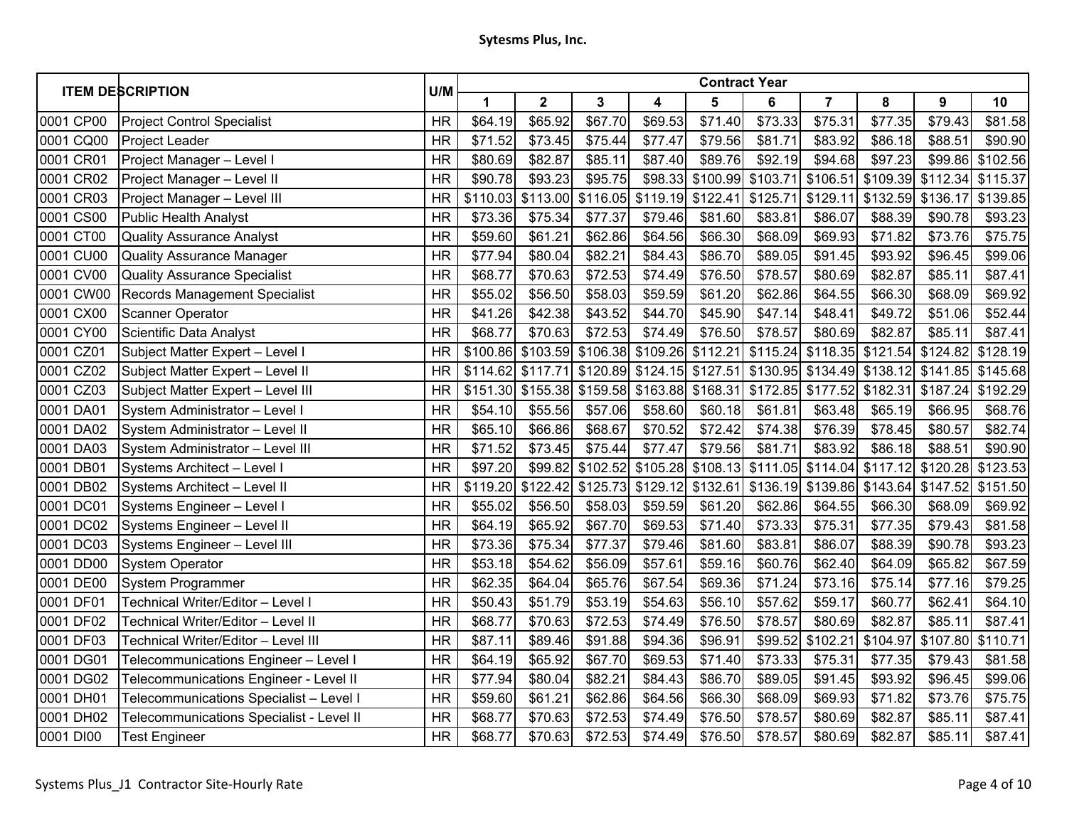**Sytesms Plus, Inc.**

| ITEM DESCRIPTION | | U/M | Contract Year | | | | | | | | | |
|---|---|---|---|---|---|---|---|---|---|---|---|---|
| | | | 1 | 2 | 3 | 4 | 5 | 6 | 7 | 8 | 9 | 10 |
| 0001 CP00 | Project Control Specialist | HR | $64.19 | $65.92 | $67.70 | $69.53 | $71.40 | $73.33 | $75.31 | $77.35 | $79.43 | $81.58 |
| 0001 CQ00 | Project Leader | HR | $71.52 | $73.45 | $75.44 | $77.47 | $79.56 | $81.71 | $83.92 | $86.18 | $88.51 | $90.90 |
| 0001 CR01 | Project Manager – Level I | HR | $80.69 | $82.87 | $85.11 | $87.40 | $89.76 | $92.19 | $94.68 | $97.23 | $99.86 | $102.56 |
| 0001 CR02 | Project Manager – Level II | HR | $90.78 | $93.23 | $95.75 | $98.33 | $100.99 | $103.71 | $106.51 | $109.39 | $112.34 | $115.37 |
| 0001 CR03 | Project Manager – Level III | HR | $110.03 | $113.00 | $116.05 | $119.19 | $122.41 | $125.71 | $129.11 | $132.59 | $136.17 | $139.85 |
| 0001 CS00 | Public Health Analyst | HR | $73.36 | $75.34 | $77.37 | $79.46 | $81.60 | $83.81 | $86.07 | $88.39 | $90.78 | $93.23 |
| 0001 CT00 | Quality Assurance Analyst | HR | $59.60 | $61.21 | $62.86 | $64.56 | $66.30 | $68.09 | $69.93 | $71.82 | $73.76 | $75.75 |
| 0001 CU00 | Quality Assurance Manager | HR | $77.94 | $80.04 | $82.21 | $84.43 | $86.70 | $89.05 | $91.45 | $93.92 | $96.45 | $99.06 |
| 0001 CV00 | Quality Assurance Specialist | HR | $68.77 | $70.63 | $72.53 | $74.49 | $76.50 | $78.57 | $80.69 | $82.87 | $85.11 | $87.41 |
| 0001 CW00 | Records Management Specialist | HR | $55.02 | $56.50 | $58.03 | $59.59 | $61.20 | $62.86 | $64.55 | $66.30 | $68.09 | $69.92 |
| 0001 CX00 | Scanner Operator | HR | $41.26 | $42.38 | $43.52 | $44.70 | $45.90 | $47.14 | $48.41 | $49.72 | $51.06 | $52.44 |
| 0001 CY00 | Scientific Data Analyst | HR | $68.77 | $70.63 | $72.53 | $74.49 | $76.50 | $78.57 | $80.69 | $82.87 | $85.11 | $87.41 |
| 0001 CZ01 | Subject Matter Expert – Level I | HR | $100.86 | $103.59 | $106.38 | $109.26 | $112.21 | $115.24 | $118.35 | $121.54 | $124.82 | $128.19 |
| 0001 CZ02 | Subject Matter Expert – Level II | HR | $114.62 | $117.71 | $120.89 | $124.15 | $127.51 | $130.95 | $134.49 | $138.12 | $141.85 | $145.68 |
| 0001 CZ03 | Subject Matter Expert – Level III | HR | $151.30 | $155.38 | $159.58 | $163.88 | $168.31 | $172.85 | $177.52 | $182.31 | $187.24 | $192.29 |
| 0001 DA01 | System Administrator – Level I | HR | $54.10 | $55.56 | $57.06 | $58.60 | $60.18 | $61.81 | $63.48 | $65.19 | $66.95 | $68.76 |
| 0001 DA02 | System Administrator – Level II | HR | $65.10 | $66.86 | $68.67 | $70.52 | $72.42 | $74.38 | $76.39 | $78.45 | $80.57 | $82.74 |
| 0001 DA03 | System Administrator – Level III | HR | $71.52 | $73.45 | $75.44 | $77.47 | $79.56 | $81.71 | $83.92 | $86.18 | $88.51 | $90.90 |
| 0001 DB01 | Systems Architect – Level I | HR | $97.20 | $99.82 | $102.52 | $105.28 | $108.13 | $111.05 | $114.04 | $117.12 | $120.28 | $123.53 |
| 0001 DB02 | Systems Architect – Level II | HR | $119.20 | $122.42 | $125.73 | $129.12 | $132.61 | $136.19 | $139.86 | $143.64 | $147.52 | $151.50 |
| 0001 DC01 | Systems Engineer – Level I | HR | $55.02 | $56.50 | $58.03 | $59.59 | $61.20 | $62.86 | $64.55 | $66.30 | $68.09 | $69.92 |
| 0001 DC02 | Systems Engineer – Level II | HR | $64.19 | $65.92 | $67.70 | $69.53 | $71.40 | $73.33 | $75.31 | $77.35 | $79.43 | $81.58 |
| 0001 DC03 | Systems Engineer – Level III | HR | $73.36 | $75.34 | $77.37 | $79.46 | $81.60 | $83.81 | $86.07 | $88.39 | $90.78 | $93.23 |
| 0001 DD00 | System Operator | HR | $53.18 | $54.62 | $56.09 | $57.61 | $59.16 | $60.76 | $62.40 | $64.09 | $65.82 | $67.59 |
| 0001 DE00 | System Programmer | HR | $62.35 | $64.04 | $65.76 | $67.54 | $69.36 | $71.24 | $73.16 | $75.14 | $77.16 | $79.25 |
| 0001 DF01 | Technical Writer/Editor – Level I | HR | $50.43 | $51.79 | $53.19 | $54.63 | $56.10 | $57.62 | $59.17 | $60.77 | $62.41 | $64.10 |
| 0001 DF02 | Technical Writer/Editor – Level II | HR | $68.77 | $70.63 | $72.53 | $74.49 | $76.50 | $78.57 | $80.69 | $82.87 | $85.11 | $87.41 |
| 0001 DF03 | Technical Writer/Editor – Level III | HR | $87.11 | $89.46 | $91.88 | $94.36 | $96.91 | $99.52 | $102.21 | $104.97 | $107.80 | $110.71 |
| 0001 DG01 | Telecommunications Engineer – Level I | HR | $64.19 | $65.92 | $67.70 | $69.53 | $71.40 | $73.33 | $75.31 | $77.35 | $79.43 | $81.58 |
| 0001 DG02 | Telecommunications Engineer - Level II | HR | $77.94 | $80.04 | $82.21 | $84.43 | $86.70 | $89.05 | $91.45 | $93.92 | $96.45 | $99.06 |
| 0001 DH01 | Telecommunications Specialist – Level I | HR | $59.60 | $61.21 | $62.86 | $64.56 | $66.30 | $68.09 | $69.93 | $71.82 | $73.76 | $75.75 |
| 0001 DH02 | Telecommunications Specialist - Level II | HR | $68.77 | $70.63 | $72.53 | $74.49 | $76.50 | $78.57 | $80.69 | $82.87 | $85.11 | $87.41 |
| 0001 DI00 | Test Engineer | HR | $68.77 | $70.63 | $72.53 | $74.49 | $76.50 | $78.57 | $80.69 | $82.87 | $85.11 | $87.41 |

Systems Plus_J1 Contractor Site-Hourly Rate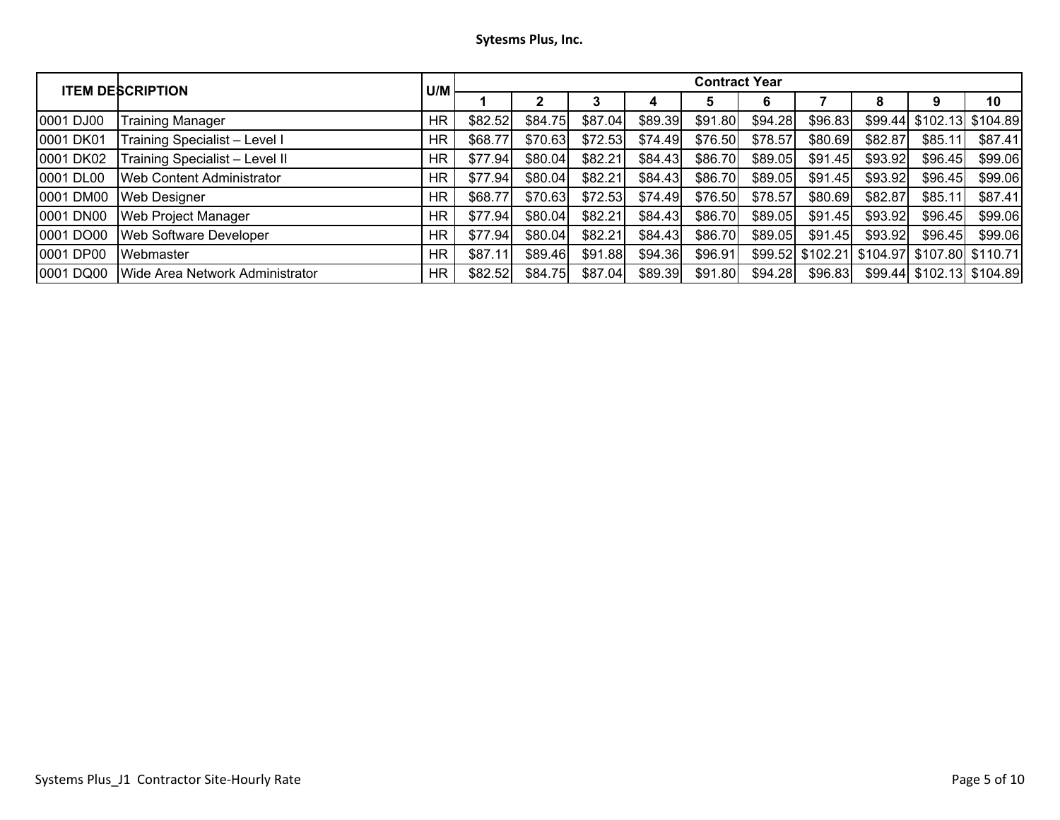**Sytesms Plus, Inc.**

| ITEM | DESCRIPTION | U/M | Contract Year | | | | | | | | | |
|---|---|---|---|---|---|---|---|---|---|---|---|---|
| | | | 1 | 2 | 3 | 4 | 5 | 6 | 7 | 8 | 9 | 10 |
| 0001 DJ00 | Training Manager | HR | $82.52 | $84.75 | $87.04 | $89.39 | $91.80 | $94.28 | $96.83 | $99.44 | $102.13 | $104.89 |
| 0001 DK01 | Training Specialist – Level I | HR | $68.77 | $70.63 | $72.53 | $74.49 | $76.50 | $78.57 | $80.69 | $82.87 | $85.11 | $87.41 |
| 0001 DK02 | Training Specialist – Level II | HR | $77.94 | $80.04 | $82.21 | $84.43 | $86.70 | $89.05 | $91.45 | $93.92 | $96.45 | $99.06 |
| 0001 DL00 | Web Content Administrator | HR | $77.94 | $80.04 | $82.21 | $84.43 | $86.70 | $89.05 | $91.45 | $93.92 | $96.45 | $99.06 |
| 0001 DM00 | Web Designer | HR | $68.77 | $70.63 | $72.53 | $74.49 | $76.50 | $78.57 | $80.69 | $82.87 | $85.11 | $87.41 |
| 0001 DN00 | Web Project Manager | HR | $77.94 | $80.04 | $82.21 | $84.43 | $86.70 | $89.05 | $91.45 | $93.92 | $96.45 | $99.06 |
| 0001 DO00 | Web Software Developer | HR | $77.94 | $80.04 | $82.21 | $84.43 | $86.70 | $89.05 | $91.45 | $93.92 | $96.45 | $99.06 |
| 0001 DP00 | Webmaster | HR | $87.11 | $89.46 | $91.88 | $94.36 | $96.91 | $99.52 | $102.21 | $104.97 | $107.80 | $110.71 |
| 0001 DQ00 | Wide Area Network Administrator | HR | $82.52 | $84.75 | $87.04 | $89.39 | $91.80 | $94.28 | $96.83 | $99.44 | $102.13 | $104.89 |